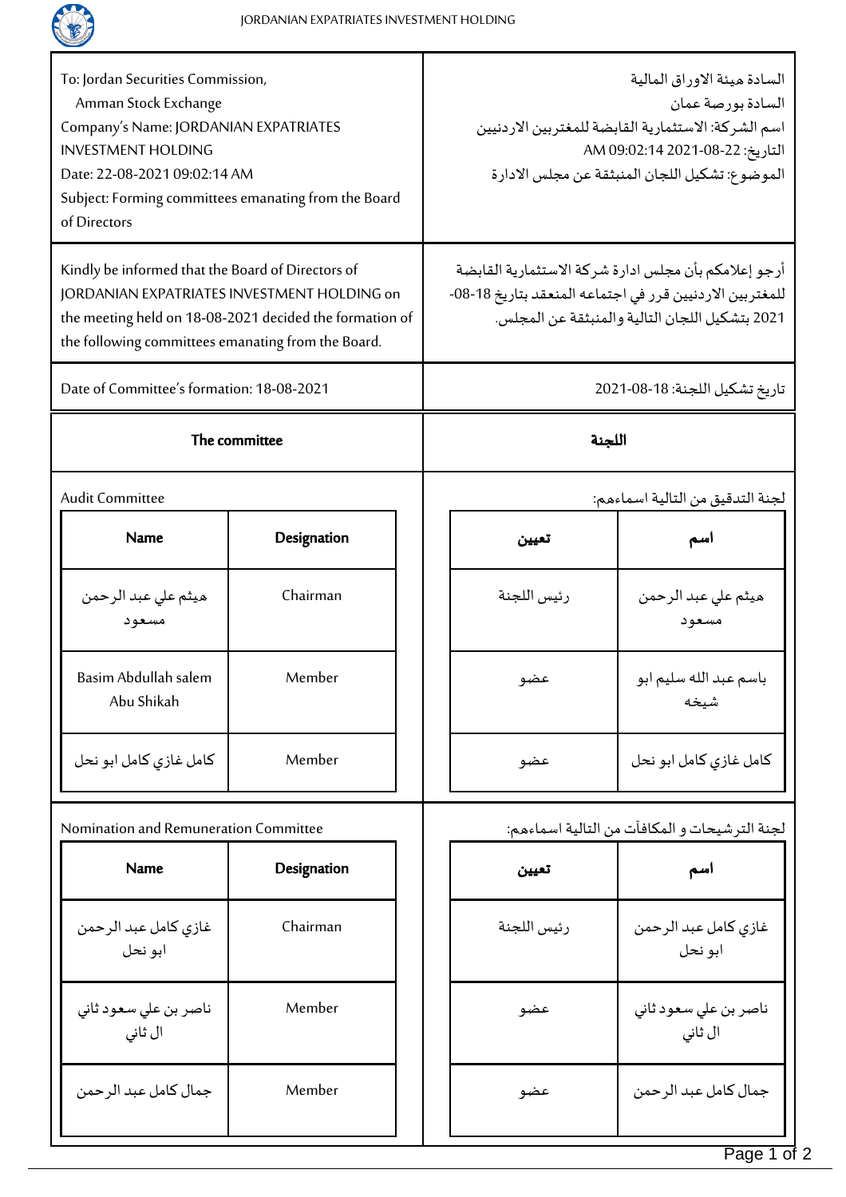JORDANIAN EXPATRIATES INVESTMENT HOLDING

| | |
|---|---|
| To: Jordan Securities Commission,<br>Amman Stock Exchange<br>Company's Name: JORDANIAN EXPATRIATES INVESTMENT HOLDING<br>Date: 22-08-2021 09:02:14 AM<br>Subject: Forming committees emanating from the Board of Directors | السادة هيئة الاوراق المالية<br>السادة بورصة عمان<br>اسم الشركة: الاستثمارية القابضة للمغتربين الاردنيين<br>التاريخ: 22-08-2021 09:02:14 AM<br>الموضوع: تشكيل اللجان المنبثقة عن مجلس الادارة |
| Kindly be informed that the Board of Directors of JORDANIAN EXPATRIATES INVESTMENT HOLDING on the meeting held on 18-08-2021 decided the formation of the following committees emanating from the Board. | أرجو إعلامكم بأن مجلس ادارة شركة الاستثمارية القابضة للمغتربين الاردنيين قرر في اجتماعه المنعقد بتاريخ 18-08-2021 بتشكيل اللجان التالية والمنبثقة عن المجلس. |
| Date of Committee's formation: 18-08-2021 | تاريخ تشكيل اللجنة: 18-08-2021 |

**The committee** / **اللجنة**

Audit Committee / لجنة التدقيق من التالية اسماءهم:

| Name | Designation | تعيين | اسم |
|---|---|---|---|
| هيثم علي عبد الرحمن مسعود | Chairman | رئيس اللجنة | هيثم علي عبد الرحمن مسعود |
| Basim Abdullah salem Abu Shikah | Member | عضو | باسم عبد الله سليم ابو شيخه |
| كامل غازي كامل ابو نحل | Member | عضو | كامل غازي كامل ابو نحل |

Nomination and Remuneration Committee / لجنة الترشيحات و المكافآت من التالية اسماءهم:

| Name | Designation | تعيين | اسم |
|---|---|---|---|
| غازي كامل عبد الرحمن ابو نحل | Chairman | رئيس اللجنة | غازي كامل عبد الرحمن ابو نحل |
| ناصر بن علي سعود ثاني ال ثاني | Member | عضو | ناصر بن علي سعود ثاني ال ثاني |
| جمال كامل عبد الرحمن | Member | عضو | جمال كامل عبد الرحمن |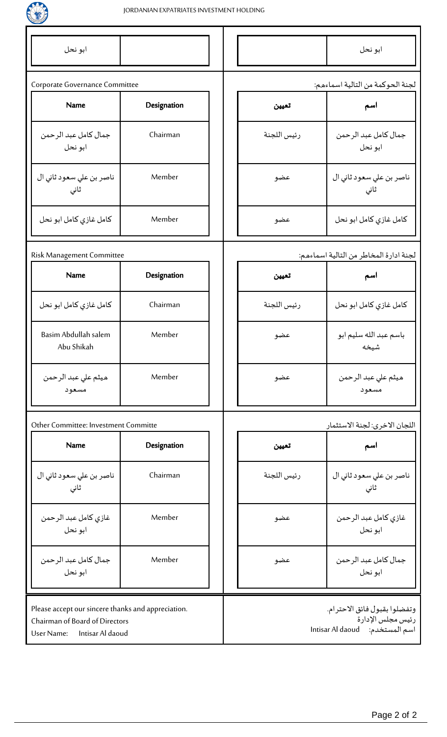| | |
|---|---|
| ابو نحل | |

| | |
|---|---|
| | ابو نحل |

Corporate Governance Committee

| Name | Designation |
|---|---|
| جمال كامل عبد الرحمن ابو نحل | Chairman |
| ناصر بن علي سعود ثاني ال ثاني | Member |
| كامل غازي كامل ابو نحل | Member |

لجنة الحوكمة من التالية اسماءهم:

| تعيين | اسم |
|---|---|
| رئيس اللجنة | جمال كامل عبد الرحمن ابو نحل |
| عضو | ناصر بن علي سعود ثاني ال ثاني |
| عضو | كامل غازي كامل ابو نحل |

Risk Management Committee

| Name | Designation |
|---|---|
| كامل غازي كامل ابو نحل | Chairman |
| Basim Abdullah salem Abu Shikah | Member |
| ميثم علي عبد الرحمن مسعود | Member |

لجنة ادارة المخاطر من التالية اسماءهم:

| تعيين | اسم |
|---|---|
| رئيس اللجنة | كامل غازي كامل ابو نحل |
| عضو | باسم عبد الله سليم ابو شيخه |
| عضو | ميثم علي عبد الرحمن مسعود |

Other Committee: Investment Committe

| Name | Designation |
|---|---|
| ناصر بن علي سعود ثاني ال ثاني | Chairman |
| غازي كامل عبد الرحمن ابو نحل | Member |
| جمال كامل عبد الرحمن ابو نحل | Member |

اللجان الاخرى: لجنة الاستثمار

| تعيين | اسم |
|---|---|
| رئيس اللجنة | ناصر بن علي سعود ثاني ال ثاني |
| عضو | غازي كامل عبد الرحمن ابو نحل |
| عضو | جمال كامل عبد الرحمن ابو نحل |

Please accept our sincere thanks and appreciation.
Chairman of Board of Directors
User Name: Intisar Al daoud

وتفضلوا بقبول فائق الاحترام.
رئيس مجلس الإدارة
اسم المستخدم: Intisar Al daoud